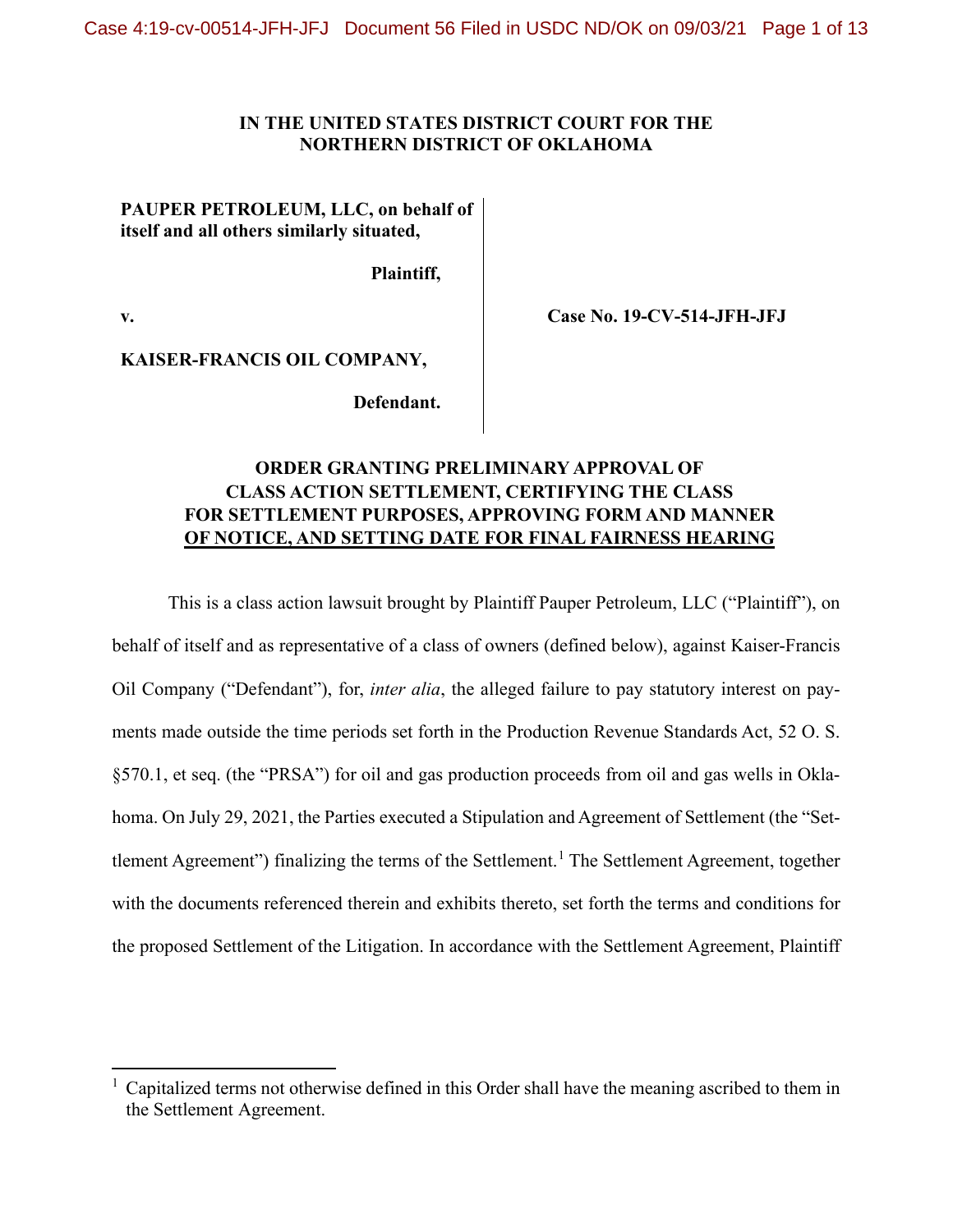**IN THE UNITED STATES DISTRICT COURT FOR THE NORTHERN DISTRICT OF OKLAHOMA**

**PAUPER PETROLEUM, LLC, on behalf of itself and all others similarly situated,**

**Plaintiff,**

**v.**

**KAISER-FRANCIS OIL COMPANY,**

**Defendant.**

**Case No. 19-CV-514-JFH-JFJ**

**ORDER GRANTING PRELIMINARY APPROVAL OF CLASS ACTION SETTLEMENT, CERTIFYING THE CLASS FOR SETTLEMENT PURPOSES, APPROVING FORM AND MANNER OF NOTICE, AND SETTING DATE FOR FINAL FAIRNESS HEARING**

This is a class action lawsuit brought by Plaintiff Pauper Petroleum, LLC ("Plaintiff"), on behalf of itself and as representative of a class of owners (defined below), against Kaiser-Francis Oil Company ("Defendant"), for, *inter alia*, the alleged failure to pay statutory interest on payments made outside the time periods set forth in the Production Revenue Standards Act, 52 O. S. §570.1, et seq. (the "PRSA") for oil and gas production proceeds from oil and gas wells in Oklahoma. On July 29, 2021, the Parties executed a Stipulation and Agreement of Settlement (the "Settlement Agreement") finalizing the terms of the Settlement.[1] The Settlement Agreement, together with the documents referenced therein and exhibits thereto, set forth the terms and conditions for the proposed Settlement of the Litigation. In accordance with the Settlement Agreement, Plaintiff

[1] Capitalized terms not otherwise defined in this Order shall have the meaning ascribed to them in the Settlement Agreement.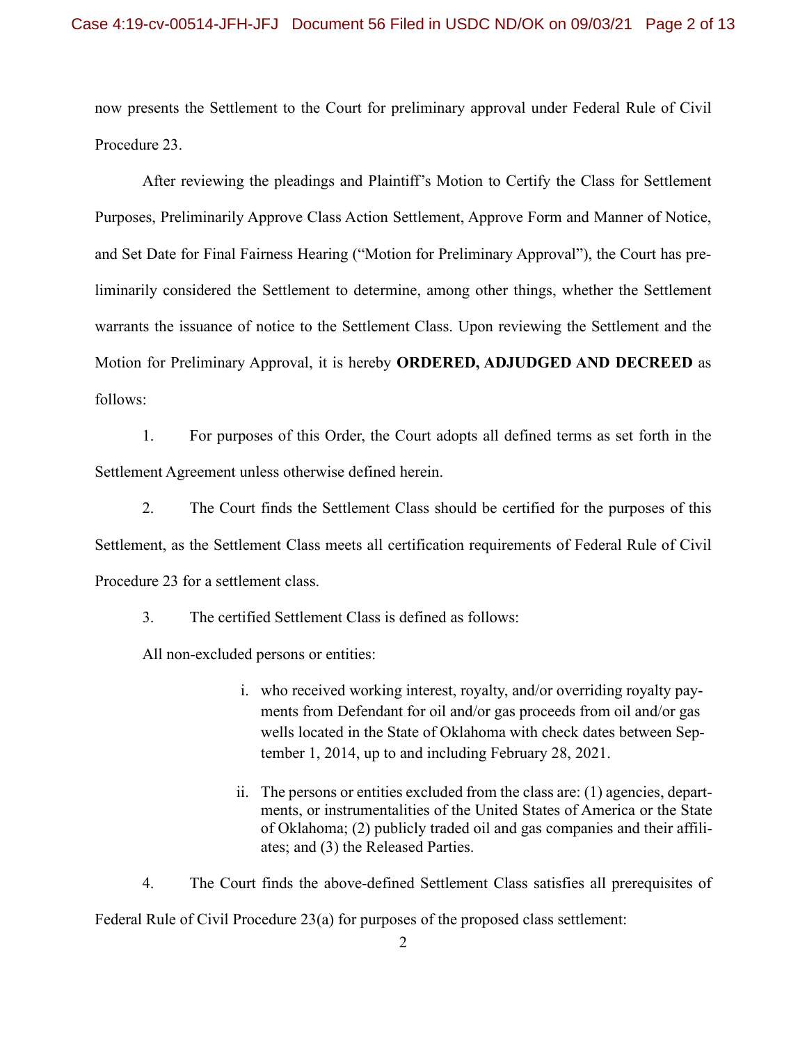now presents the Settlement to the Court for preliminary approval under Federal Rule of Civil Procedure 23.

After reviewing the pleadings and Plaintiff's Motion to Certify the Class for Settlement Purposes, Preliminarily Approve Class Action Settlement, Approve Form and Manner of Notice, and Set Date for Final Fairness Hearing ("Motion for Preliminary Approval"), the Court has preliminarily considered the Settlement to determine, among other things, whether the Settlement warrants the issuance of notice to the Settlement Class. Upon reviewing the Settlement and the Motion for Preliminary Approval, it is hereby **ORDERED, ADJUDGED AND DECREED** as follows:

1. For purposes of this Order, the Court adopts all defined terms as set forth in the Settlement Agreement unless otherwise defined herein.

2. The Court finds the Settlement Class should be certified for the purposes of this Settlement, as the Settlement Class meets all certification requirements of Federal Rule of Civil Procedure 23 for a settlement class.

3. The certified Settlement Class is defined as follows:

All non-excluded persons or entities:

> i. who received working interest, royalty, and/or overriding royalty payments from Defendant for oil and/or gas proceeds from oil and/or gas wells located in the State of Oklahoma with check dates between September 1, 2014, up to and including February 28, 2021.
>
> ii. The persons or entities excluded from the class are: (1) agencies, departments, or instrumentalities of the United States of America or the State of Oklahoma; (2) publicly traded oil and gas companies and their affiliates; and (3) the Released Parties.

4. The Court finds the above-defined Settlement Class satisfies all prerequisites of Federal Rule of Civil Procedure 23(a) for purposes of the proposed class settlement: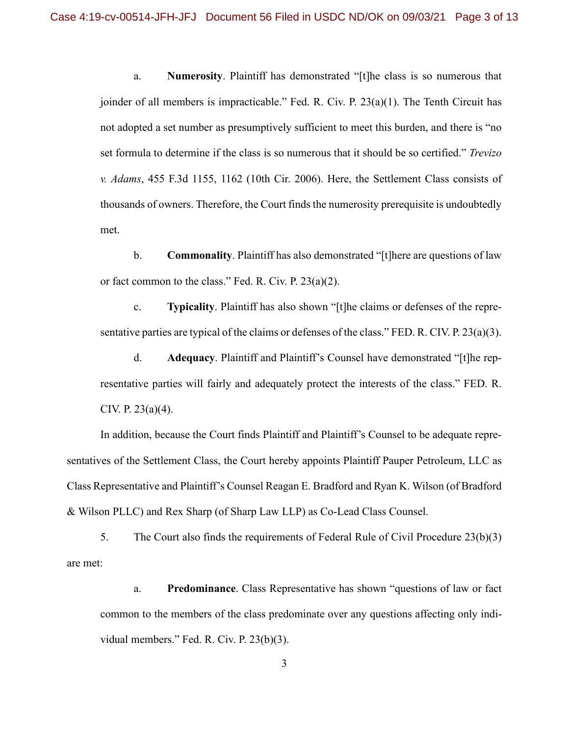a. **Numerosity**. Plaintiff has demonstrated "[t]he class is so numerous that joinder of all members is impracticable." Fed. R. Civ. P. 23(a)(1). The Tenth Circuit has not adopted a set number as presumptively sufficient to meet this burden, and there is "no set formula to determine if the class is so numerous that it should be so certified." *Trevizo v. Adams*, 455 F.3d 1155, 1162 (10th Cir. 2006). Here, the Settlement Class consists of thousands of owners. Therefore, the Court finds the numerosity prerequisite is undoubtedly met.

b. **Commonality**. Plaintiff has also demonstrated "[t]here are questions of law or fact common to the class." Fed. R. Civ. P. 23(a)(2).

c. **Typicality**. Plaintiff has also shown "[t]he claims or defenses of the representative parties are typical of the claims or defenses of the class." FED. R. CIV. P. 23(a)(3).

d. **Adequacy**. Plaintiff and Plaintiff's Counsel have demonstrated "[t]he representative parties will fairly and adequately protect the interests of the class." FED. R. CIV. P. 23(a)(4).

In addition, because the Court finds Plaintiff and Plaintiff's Counsel to be adequate representatives of the Settlement Class, the Court hereby appoints Plaintiff Pauper Petroleum, LLC as Class Representative and Plaintiff's Counsel Reagan E. Bradford and Ryan K. Wilson (of Bradford & Wilson PLLC) and Rex Sharp (of Sharp Law LLP) as Co-Lead Class Counsel.

5. The Court also finds the requirements of Federal Rule of Civil Procedure 23(b)(3) are met:

a. **Predominance**. Class Representative has shown "questions of law or fact common to the members of the class predominate over any questions affecting only individual members." Fed. R. Civ. P. 23(b)(3).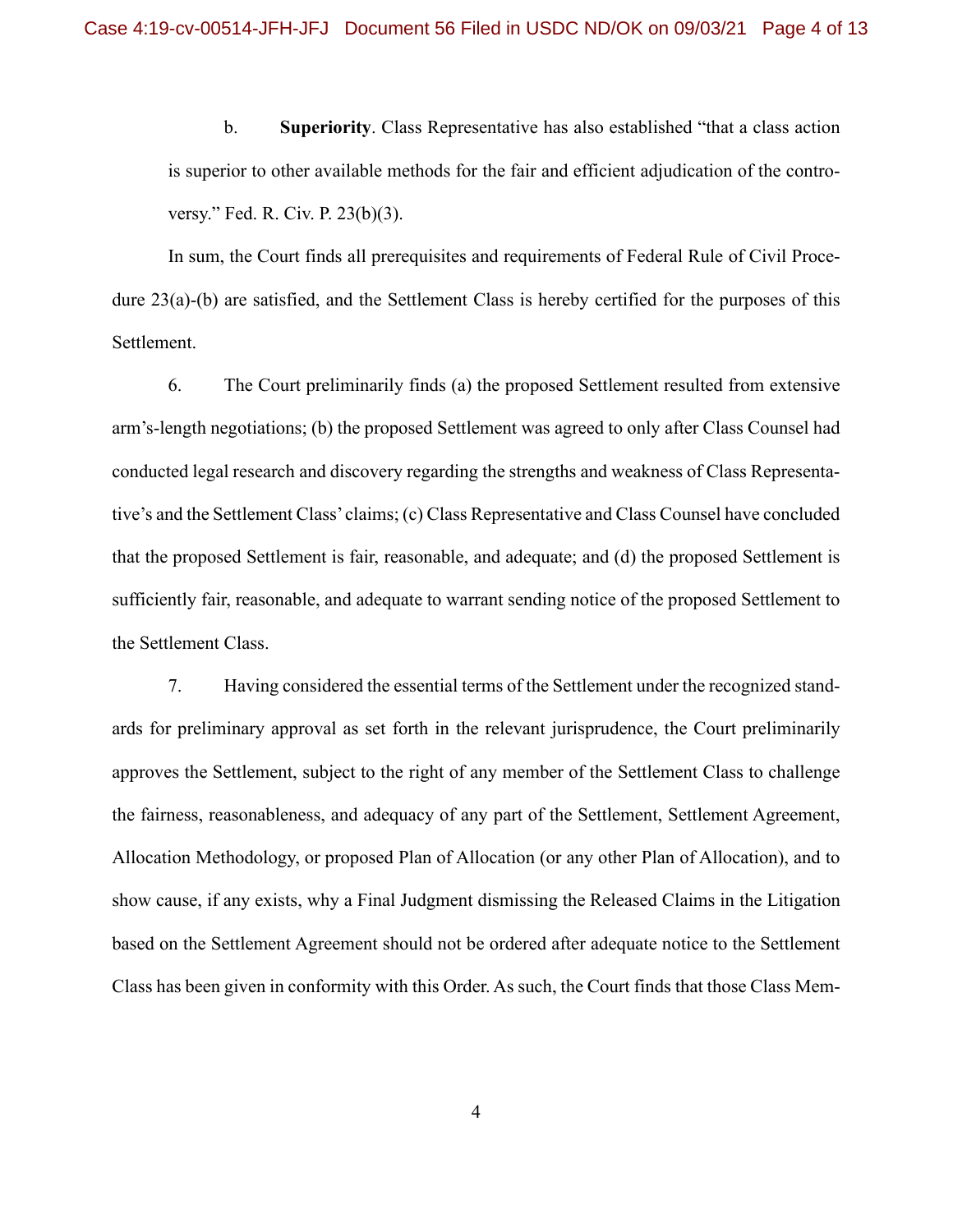b. **Superiority**. Class Representative has also established "that a class action is superior to other available methods for the fair and efficient adjudication of the controversy." Fed. R. Civ. P. 23(b)(3).

In sum, the Court finds all prerequisites and requirements of Federal Rule of Civil Procedure 23(a)-(b) are satisfied, and the Settlement Class is hereby certified for the purposes of this Settlement.

6. The Court preliminarily finds (a) the proposed Settlement resulted from extensive arm's-length negotiations; (b) the proposed Settlement was agreed to only after Class Counsel had conducted legal research and discovery regarding the strengths and weakness of Class Representative's and the Settlement Class' claims; (c) Class Representative and Class Counsel have concluded that the proposed Settlement is fair, reasonable, and adequate; and (d) the proposed Settlement is sufficiently fair, reasonable, and adequate to warrant sending notice of the proposed Settlement to the Settlement Class.

7. Having considered the essential terms of the Settlement under the recognized standards for preliminary approval as set forth in the relevant jurisprudence, the Court preliminarily approves the Settlement, subject to the right of any member of the Settlement Class to challenge the fairness, reasonableness, and adequacy of any part of the Settlement, Settlement Agreement, Allocation Methodology, or proposed Plan of Allocation (or any other Plan of Allocation), and to show cause, if any exists, why a Final Judgment dismissing the Released Claims in the Litigation based on the Settlement Agreement should not be ordered after adequate notice to the Settlement Class has been given in conformity with this Order. As such, the Court finds that those Class Mem-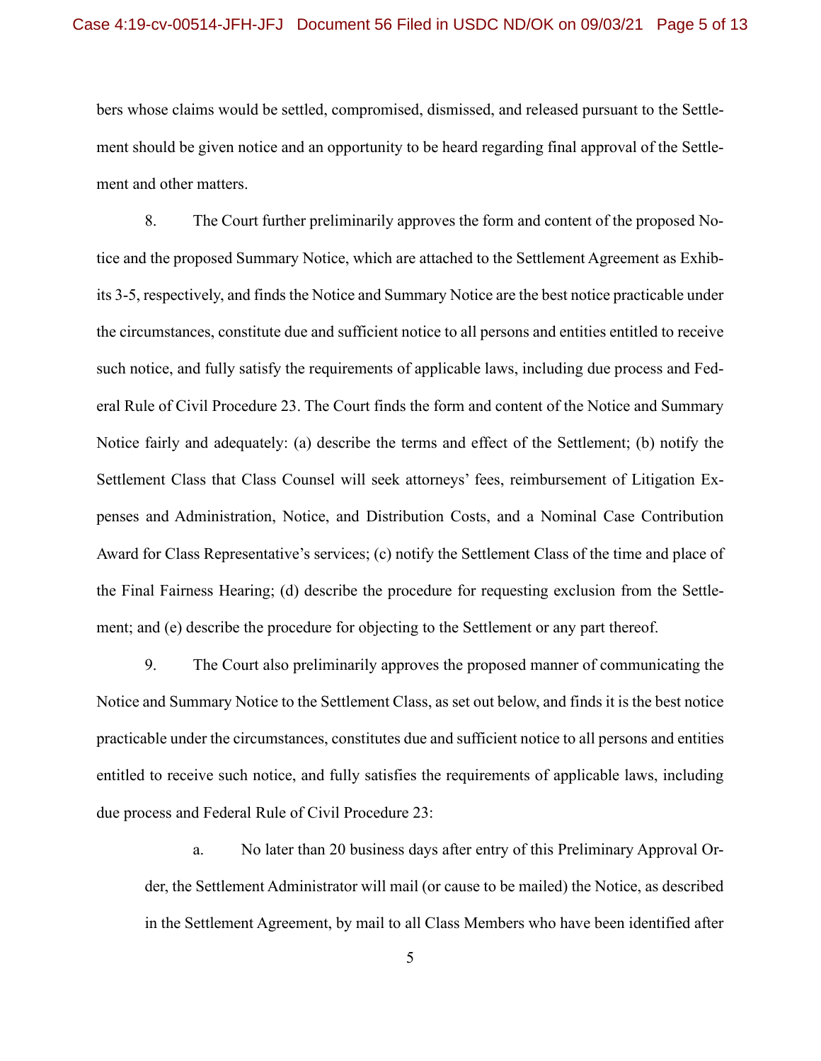bers whose claims would be settled, compromised, dismissed, and released pursuant to the Settlement should be given notice and an opportunity to be heard regarding final approval of the Settlement and other matters.

8. The Court further preliminarily approves the form and content of the proposed Notice and the proposed Summary Notice, which are attached to the Settlement Agreement as Exhibits 3-5, respectively, and finds the Notice and Summary Notice are the best notice practicable under the circumstances, constitute due and sufficient notice to all persons and entities entitled to receive such notice, and fully satisfy the requirements of applicable laws, including due process and Federal Rule of Civil Procedure 23. The Court finds the form and content of the Notice and Summary Notice fairly and adequately: (a) describe the terms and effect of the Settlement; (b) notify the Settlement Class that Class Counsel will seek attorneys' fees, reimbursement of Litigation Expenses and Administration, Notice, and Distribution Costs, and a Nominal Case Contribution Award for Class Representative's services; (c) notify the Settlement Class of the time and place of the Final Fairness Hearing; (d) describe the procedure for requesting exclusion from the Settlement; and (e) describe the procedure for objecting to the Settlement or any part thereof.

9. The Court also preliminarily approves the proposed manner of communicating the Notice and Summary Notice to the Settlement Class, as set out below, and finds it is the best notice practicable under the circumstances, constitutes due and sufficient notice to all persons and entities entitled to receive such notice, and fully satisfies the requirements of applicable laws, including due process and Federal Rule of Civil Procedure 23:

a. No later than 20 business days after entry of this Preliminary Approval Order, the Settlement Administrator will mail (or cause to be mailed) the Notice, as described in the Settlement Agreement, by mail to all Class Members who have been identified after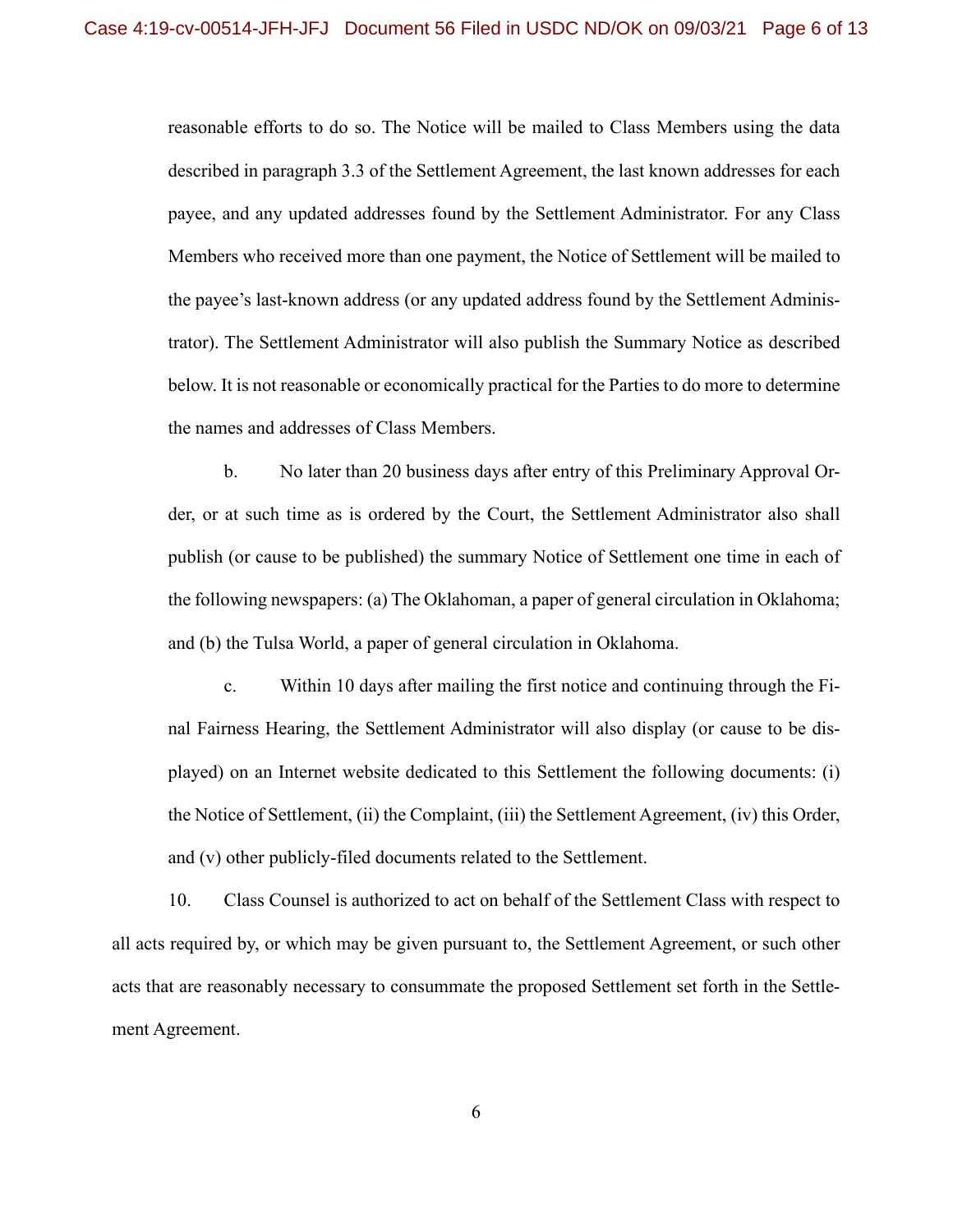reasonable efforts to do so. The Notice will be mailed to Class Members using the data described in paragraph 3.3 of the Settlement Agreement, the last known addresses for each payee, and any updated addresses found by the Settlement Administrator. For any Class Members who received more than one payment, the Notice of Settlement will be mailed to the payee's last-known address (or any updated address found by the Settlement Administrator). The Settlement Administrator will also publish the Summary Notice as described below. It is not reasonable or economically practical for the Parties to do more to determine the names and addresses of Class Members.

b. No later than 20 business days after entry of this Preliminary Approval Order, or at such time as is ordered by the Court, the Settlement Administrator also shall publish (or cause to be published) the summary Notice of Settlement one time in each of the following newspapers: (a) The Oklahoman, a paper of general circulation in Oklahoma; and (b) the Tulsa World, a paper of general circulation in Oklahoma.

c. Within 10 days after mailing the first notice and continuing through the Final Fairness Hearing, the Settlement Administrator will also display (or cause to be displayed) on an Internet website dedicated to this Settlement the following documents: (i) the Notice of Settlement, (ii) the Complaint, (iii) the Settlement Agreement, (iv) this Order, and (v) other publicly-filed documents related to the Settlement.

10. Class Counsel is authorized to act on behalf of the Settlement Class with respect to all acts required by, or which may be given pursuant to, the Settlement Agreement, or such other acts that are reasonably necessary to consummate the proposed Settlement set forth in the Settlement Agreement.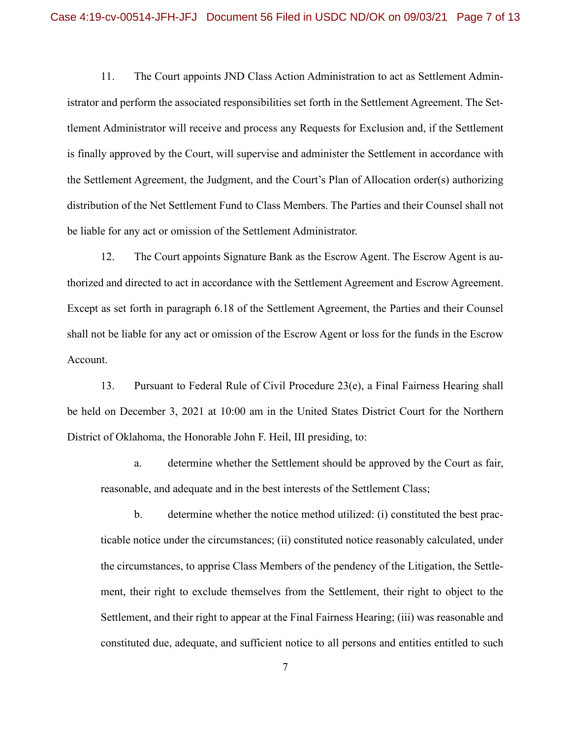11. The Court appoints JND Class Action Administration to act as Settlement Administrator and perform the associated responsibilities set forth in the Settlement Agreement. The Settlement Administrator will receive and process any Requests for Exclusion and, if the Settlement is finally approved by the Court, will supervise and administer the Settlement in accordance with the Settlement Agreement, the Judgment, and the Court's Plan of Allocation order(s) authorizing distribution of the Net Settlement Fund to Class Members. The Parties and their Counsel shall not be liable for any act or omission of the Settlement Administrator.

12. The Court appoints Signature Bank as the Escrow Agent. The Escrow Agent is authorized and directed to act in accordance with the Settlement Agreement and Escrow Agreement. Except as set forth in paragraph 6.18 of the Settlement Agreement, the Parties and their Counsel shall not be liable for any act or omission of the Escrow Agent or loss for the funds in the Escrow Account.

13. Pursuant to Federal Rule of Civil Procedure 23(e), a Final Fairness Hearing shall be held on December 3, 2021 at 10:00 am in the United States District Court for the Northern District of Oklahoma, the Honorable John F. Heil, III presiding, to:

a. determine whether the Settlement should be approved by the Court as fair, reasonable, and adequate and in the best interests of the Settlement Class;

b. determine whether the notice method utilized: (i) constituted the best practicable notice under the circumstances; (ii) constituted notice reasonably calculated, under the circumstances, to apprise Class Members of the pendency of the Litigation, the Settlement, their right to exclude themselves from the Settlement, their right to object to the Settlement, and their right to appear at the Final Fairness Hearing; (iii) was reasonable and constituted due, adequate, and sufficient notice to all persons and entities entitled to such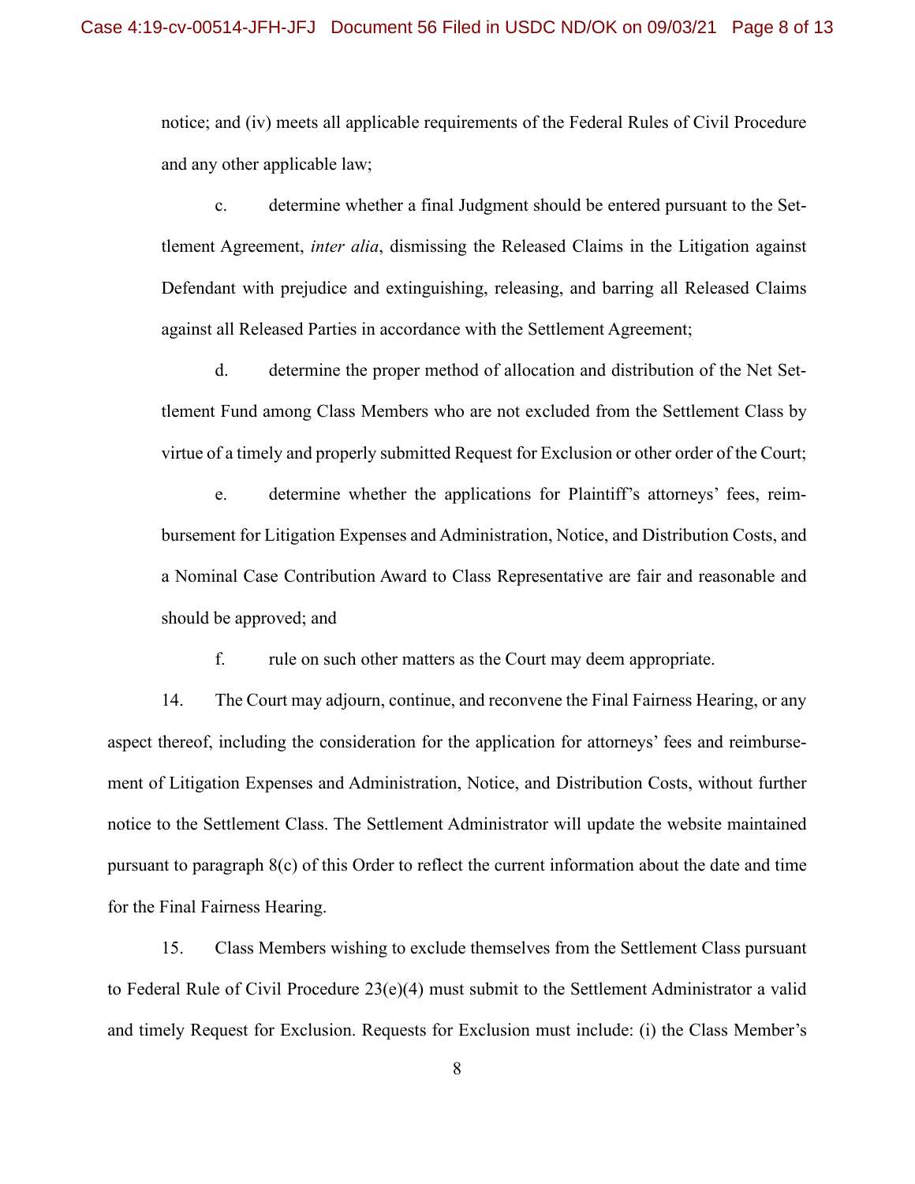notice; and (iv) meets all applicable requirements of the Federal Rules of Civil Procedure and any other applicable law;

c. determine whether a final Judgment should be entered pursuant to the Settlement Agreement, *inter alia*, dismissing the Released Claims in the Litigation against Defendant with prejudice and extinguishing, releasing, and barring all Released Claims against all Released Parties in accordance with the Settlement Agreement;

d. determine the proper method of allocation and distribution of the Net Settlement Fund among Class Members who are not excluded from the Settlement Class by virtue of a timely and properly submitted Request for Exclusion or other order of the Court;

e. determine whether the applications for Plaintiff's attorneys' fees, reimbursement for Litigation Expenses and Administration, Notice, and Distribution Costs, and a Nominal Case Contribution Award to Class Representative are fair and reasonable and should be approved; and

f. rule on such other matters as the Court may deem appropriate.

14. The Court may adjourn, continue, and reconvene the Final Fairness Hearing, or any aspect thereof, including the consideration for the application for attorneys' fees and reimbursement of Litigation Expenses and Administration, Notice, and Distribution Costs, without further notice to the Settlement Class. The Settlement Administrator will update the website maintained pursuant to paragraph 8(c) of this Order to reflect the current information about the date and time for the Final Fairness Hearing.

15. Class Members wishing to exclude themselves from the Settlement Class pursuant to Federal Rule of Civil Procedure 23(e)(4) must submit to the Settlement Administrator a valid and timely Request for Exclusion. Requests for Exclusion must include: (i) the Class Member's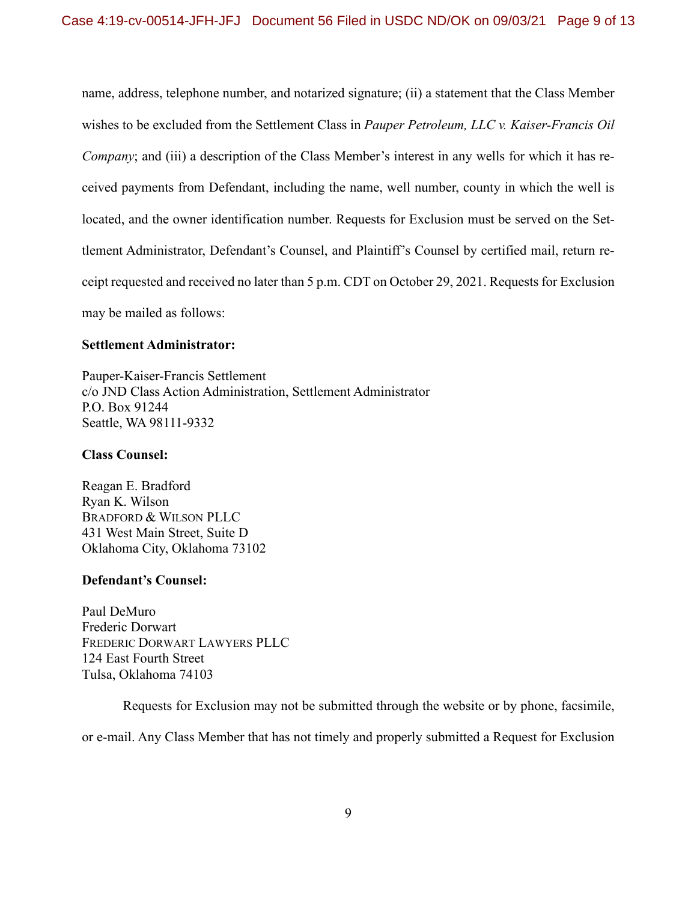name, address, telephone number, and notarized signature; (ii) a statement that the Class Member wishes to be excluded from the Settlement Class in *Pauper Petroleum, LLC v. Kaiser-Francis Oil Company*; and (iii) a description of the Class Member's interest in any wells for which it has received payments from Defendant, including the name, well number, county in which the well is located, and the owner identification number. Requests for Exclusion must be served on the Settlement Administrator, Defendant's Counsel, and Plaintiff's Counsel by certified mail, return receipt requested and received no later than 5 p.m. CDT on October 29, 2021. Requests for Exclusion may be mailed as follows:

**Settlement Administrator:**

Pauper-Kaiser-Francis Settlement
c/o JND Class Action Administration, Settlement Administrator
P.O. Box 91244
Seattle, WA 98111-9332

**Class Counsel:**

Reagan E. Bradford
Ryan K. Wilson
BRADFORD & WILSON PLLC
431 West Main Street, Suite D
Oklahoma City, Oklahoma 73102

**Defendant's Counsel:**

Paul DeMuro
Frederic Dorwart
FREDERIC DORWART LAWYERS PLLC
124 East Fourth Street
Tulsa, Oklahoma 74103

Requests for Exclusion may not be submitted through the website or by phone, facsimile, or e-mail. Any Class Member that has not timely and properly submitted a Request for Exclusion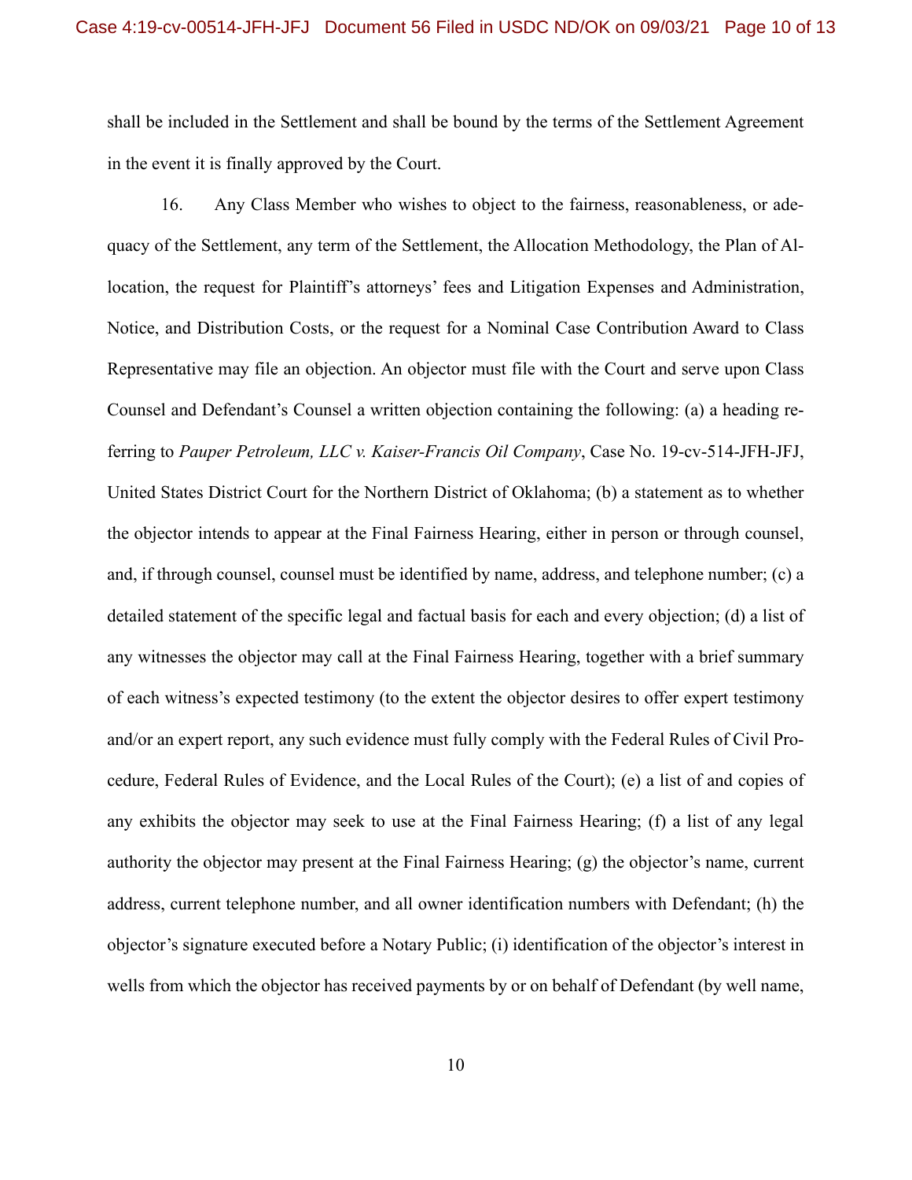shall be included in the Settlement and shall be bound by the terms of the Settlement Agreement in the event it is finally approved by the Court.

16. Any Class Member who wishes to object to the fairness, reasonableness, or adequacy of the Settlement, any term of the Settlement, the Allocation Methodology, the Plan of Allocation, the request for Plaintiff's attorneys' fees and Litigation Expenses and Administration, Notice, and Distribution Costs, or the request for a Nominal Case Contribution Award to Class Representative may file an objection. An objector must file with the Court and serve upon Class Counsel and Defendant's Counsel a written objection containing the following: (a) a heading referring to *Pauper Petroleum, LLC v. Kaiser-Francis Oil Company*, Case No. 19-cv-514-JFH-JFJ, United States District Court for the Northern District of Oklahoma; (b) a statement as to whether the objector intends to appear at the Final Fairness Hearing, either in person or through counsel, and, if through counsel, counsel must be identified by name, address, and telephone number; (c) a detailed statement of the specific legal and factual basis for each and every objection; (d) a list of any witnesses the objector may call at the Final Fairness Hearing, together with a brief summary of each witness's expected testimony (to the extent the objector desires to offer expert testimony and/or an expert report, any such evidence must fully comply with the Federal Rules of Civil Procedure, Federal Rules of Evidence, and the Local Rules of the Court); (e) a list of and copies of any exhibits the objector may seek to use at the Final Fairness Hearing; (f) a list of any legal authority the objector may present at the Final Fairness Hearing; (g) the objector's name, current address, current telephone number, and all owner identification numbers with Defendant; (h) the objector's signature executed before a Notary Public; (i) identification of the objector's interest in wells from which the objector has received payments by or on behalf of Defendant (by well name,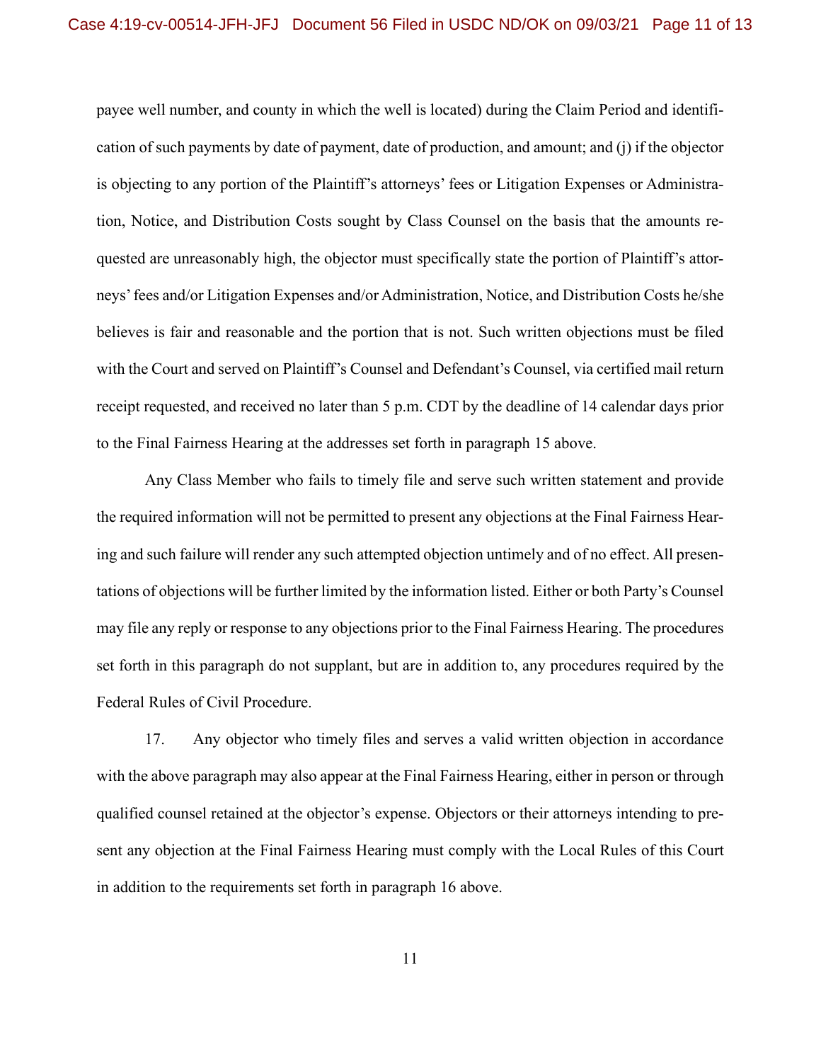payee well number, and county in which the well is located) during the Claim Period and identification of such payments by date of payment, date of production, and amount; and (j) if the objector is objecting to any portion of the Plaintiff's attorneys' fees or Litigation Expenses or Administration, Notice, and Distribution Costs sought by Class Counsel on the basis that the amounts requested are unreasonably high, the objector must specifically state the portion of Plaintiff's attorneys' fees and/or Litigation Expenses and/or Administration, Notice, and Distribution Costs he/she believes is fair and reasonable and the portion that is not. Such written objections must be filed with the Court and served on Plaintiff's Counsel and Defendant's Counsel, via certified mail return receipt requested, and received no later than 5 p.m. CDT by the deadline of 14 calendar days prior to the Final Fairness Hearing at the addresses set forth in paragraph 15 above.

Any Class Member who fails to timely file and serve such written statement and provide the required information will not be permitted to present any objections at the Final Fairness Hearing and such failure will render any such attempted objection untimely and of no effect. All presentations of objections will be further limited by the information listed. Either or both Party's Counsel may file any reply or response to any objections prior to the Final Fairness Hearing. The procedures set forth in this paragraph do not supplant, but are in addition to, any procedures required by the Federal Rules of Civil Procedure.

17. Any objector who timely files and serves a valid written objection in accordance with the above paragraph may also appear at the Final Fairness Hearing, either in person or through qualified counsel retained at the objector's expense. Objectors or their attorneys intending to present any objection at the Final Fairness Hearing must comply with the Local Rules of this Court in addition to the requirements set forth in paragraph 16 above.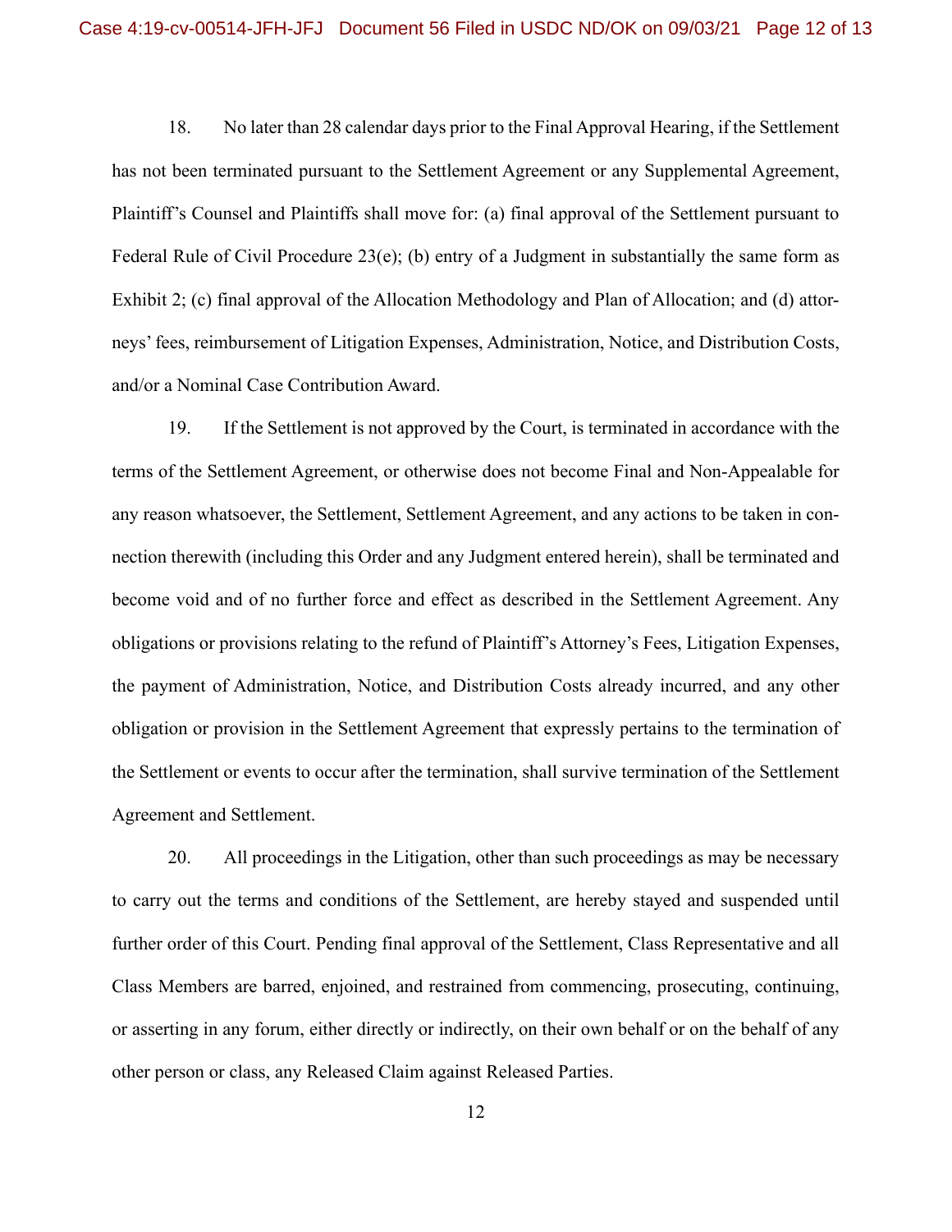18. No later than 28 calendar days prior to the Final Approval Hearing, if the Settlement has not been terminated pursuant to the Settlement Agreement or any Supplemental Agreement, Plaintiff's Counsel and Plaintiffs shall move for: (a) final approval of the Settlement pursuant to Federal Rule of Civil Procedure 23(e); (b) entry of a Judgment in substantially the same form as Exhibit 2; (c) final approval of the Allocation Methodology and Plan of Allocation; and (d) attorneys' fees, reimbursement of Litigation Expenses, Administration, Notice, and Distribution Costs, and/or a Nominal Case Contribution Award.

19. If the Settlement is not approved by the Court, is terminated in accordance with the terms of the Settlement Agreement, or otherwise does not become Final and Non-Appealable for any reason whatsoever, the Settlement, Settlement Agreement, and any actions to be taken in connection therewith (including this Order and any Judgment entered herein), shall be terminated and become void and of no further force and effect as described in the Settlement Agreement. Any obligations or provisions relating to the refund of Plaintiff's Attorney's Fees, Litigation Expenses, the payment of Administration, Notice, and Distribution Costs already incurred, and any other obligation or provision in the Settlement Agreement that expressly pertains to the termination of the Settlement or events to occur after the termination, shall survive termination of the Settlement Agreement and Settlement.

20. All proceedings in the Litigation, other than such proceedings as may be necessary to carry out the terms and conditions of the Settlement, are hereby stayed and suspended until further order of this Court. Pending final approval of the Settlement, Class Representative and all Class Members are barred, enjoined, and restrained from commencing, prosecuting, continuing, or asserting in any forum, either directly or indirectly, on their own behalf or on the behalf of any other person or class, any Released Claim against Released Parties.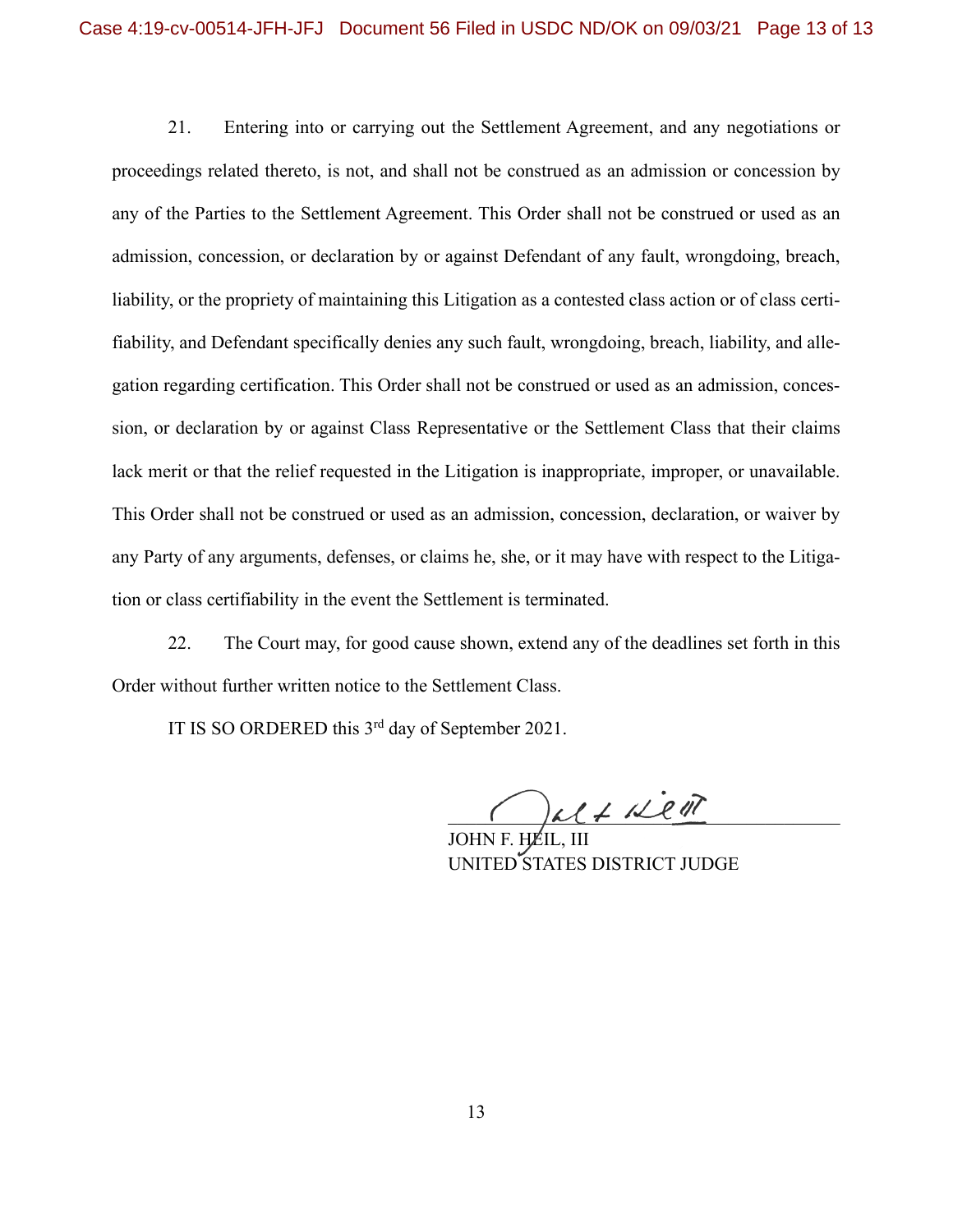21. Entering into or carrying out the Settlement Agreement, and any negotiations or proceedings related thereto, is not, and shall not be construed as an admission or concession by any of the Parties to the Settlement Agreement. This Order shall not be construed or used as an admission, concession, or declaration by or against Defendant of any fault, wrongdoing, breach, liability, or the propriety of maintaining this Litigation as a contested class action or of class certifiability, and Defendant specifically denies any such fault, wrongdoing, breach, liability, and allegation regarding certification. This Order shall not be construed or used as an admission, concession, or declaration by or against Class Representative or the Settlement Class that their claims lack merit or that the relief requested in the Litigation is inappropriate, improper, or unavailable. This Order shall not be construed or used as an admission, concession, declaration, or waiver by any Party of any arguments, defenses, or claims he, she, or it may have with respect to the Litigation or class certifiability in the event the Settlement is terminated.

22. The Court may, for good cause shown, extend any of the deadlines set forth in this Order without further written notice to the Settlement Class.

IT IS SO ORDERED this 3rd day of September 2021.

JOHN F. HEIL, III
UNITED STATES DISTRICT JUDGE